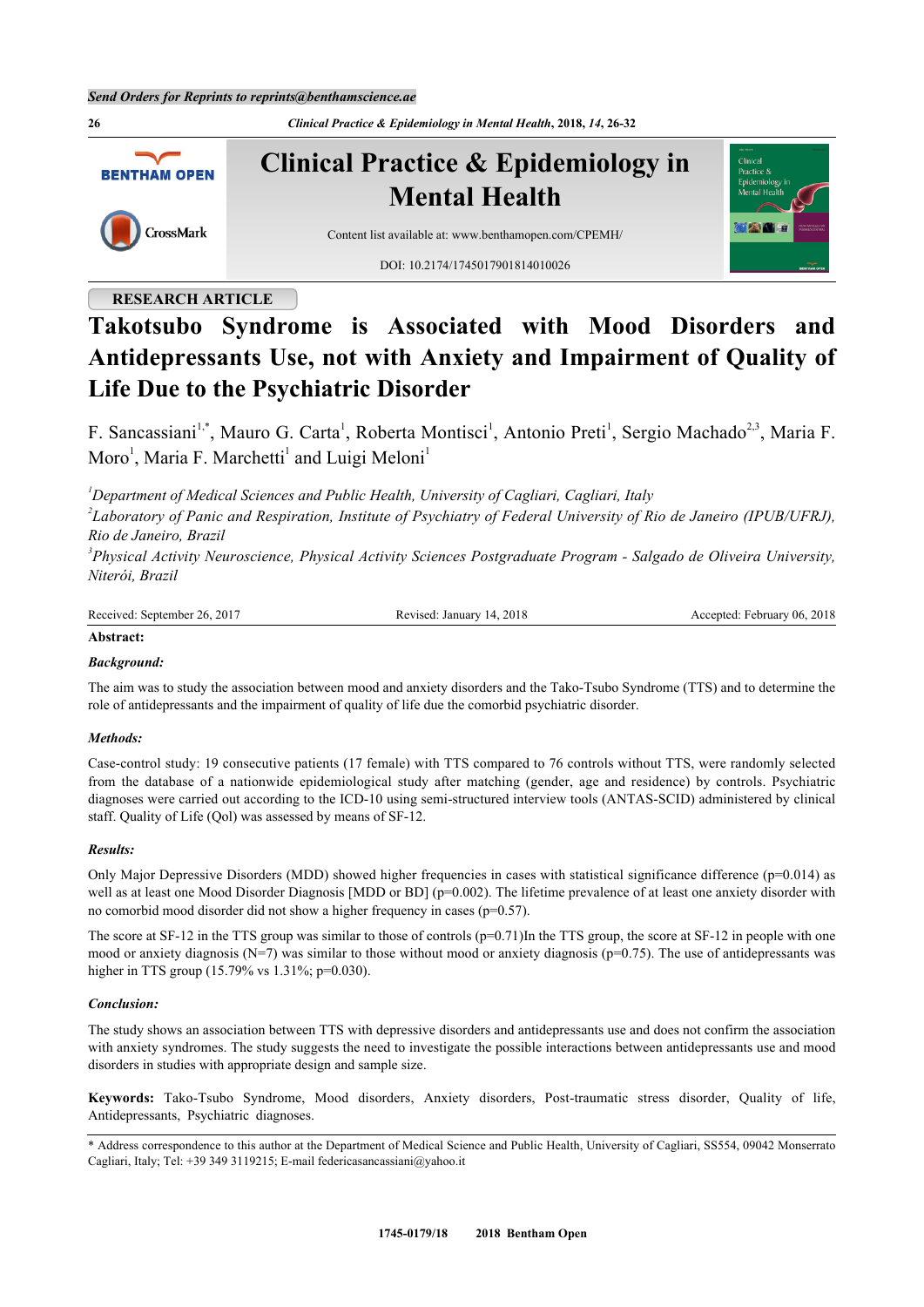RESEARCH ARTICLE

# Takotsubo Syndrome is Associated with Mood Disorders and Antidepressants Use, not with Anxiety and Impairment of Quality of Life Due to the Psychiatric Disorder

F. Sancassiani[1,*], Mauro G. Carta[1], Roberta Montisci[1], Antonio Preti[1], Sergio Machado[2,3], Maria F. Moro[1], Maria F. Marchetti[1] and Luigi Meloni[1]

*[1]Department of Medical Sciences and Public Health, University of Cagliari, Cagliari, Italy*

*[2]Laboratory of Panic and Respiration, Institute of Psychiatry of Federal University of Rio de Janeiro (IPUB/UFRJ), Rio de Janeiro, Brazil*

*[3]Physical Activity Neuroscience, Physical Activity Sciences Postgraduate Program - Salgado de Oliveira University, Niterói, Brazil*

Received: September 26, 2017 Revised: January 14, 2018 Accepted: February 06, 2018

**Abstract:**

***Background:***

The aim was to study the association between mood and anxiety disorders and the Tako-Tsubo Syndrome (TTS) and to determine the role of antidepressants and the impairment of quality of life due the comorbid psychiatric disorder.

***Methods:***

Case-control study: 19 consecutive patients (17 female) with TTS compared to 76 controls without TTS, were randomly selected from the database of a nationwide epidemiological study after matching (gender, age and residence) by controls. Psychiatric diagnoses were carried out according to the ICD-10 using semi-structured interview tools (ANTAS-SCID) administered by clinical staff. Quality of Life (Qol) was assessed by means of SF-12.

***Results:***

Only Major Depressive Disorders (MDD) showed higher frequencies in cases with statistical significance difference ($p=0.014$) as well as at least one Mood Disorder Diagnosis [MDD or BD] ($p=0.002$). The lifetime prevalence of at least one anxiety disorder with no comorbid mood disorder did not show a higher frequency in cases ($p=0.57$).

The score at SF-12 in the TTS group was similar to those of controls ($p=0.71$)In the TTS group, the score at SF-12 in people with one mood or anxiety diagnosis ($N=7$) was similar to those without mood or anxiety diagnosis ($p=0.75$). The use of antidepressants was higher in TTS group (15.79% vs 1.31%; $p=0.030$).

***Conclusion:***

The study shows an association between TTS with depressive disorders and antidepressants use and does not confirm the association with anxiety syndromes. The study suggests the need to investigate the possible interactions between antidepressants use and mood disorders in studies with appropriate design and sample size.

**Keywords:** Tako-Tsubo Syndrome, Mood disorders, Anxiety disorders, Post-traumatic stress disorder, Quality of life, Antidepressants, Psychiatric diagnoses.

* Address correspondence to this author at the Department of Medical Science and Public Health, University of Cagliari, SS554, 09042 Monserrato Cagliari, Italy; Tel: +39 349 3119215; E-mail federicasancassiani@yahoo.it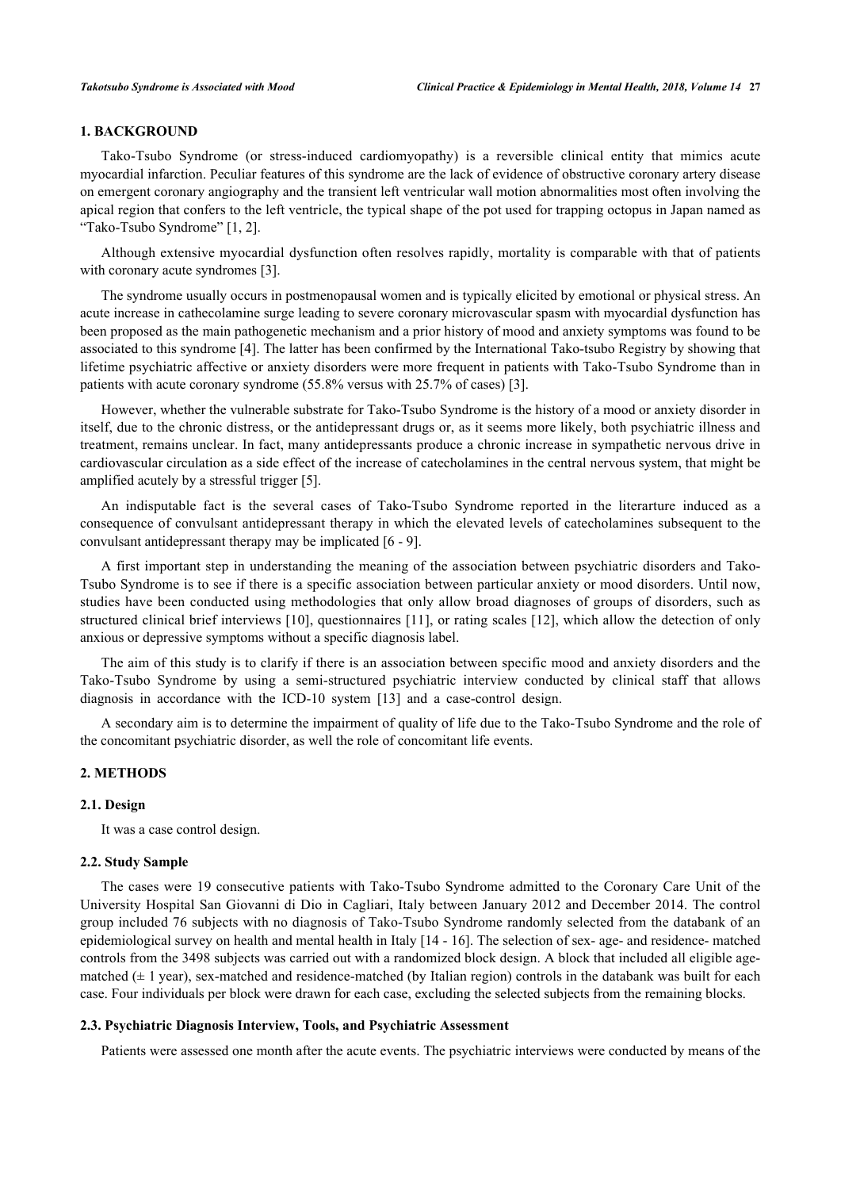## 1. BACKGROUND

Tako-Tsubo Syndrome (or stress-induced cardiomyopathy) is a reversible clinical entity that mimics acute myocardial infarction. Peculiar features of this syndrome are the lack of evidence of obstructive coronary artery disease on emergent coronary angiography and the transient left ventricular wall motion abnormalities most often involving the apical region that confers to the left ventricle, the typical shape of the pot used for trapping octopus in Japan named as "Tako-Tsubo Syndrome" [1, 2].

Although extensive myocardial dysfunction often resolves rapidly, mortality is comparable with that of patients with coronary acute syndromes [3].

The syndrome usually occurs in postmenopausal women and is typically elicited by emotional or physical stress. An acute increase in cathecolamine surge leading to severe coronary microvascular spasm with myocardial dysfunction has been proposed as the main pathogenetic mechanism and a prior history of mood and anxiety symptoms was found to be associated to this syndrome [4]. The latter has been confirmed by the International Tako-tsubo Registry by showing that lifetime psychiatric affective or anxiety disorders were more frequent in patients with Tako-Tsubo Syndrome than in patients with acute coronary syndrome (55.8% versus with 25.7% of cases) [3].

However, whether the vulnerable substrate for Tako-Tsubo Syndrome is the history of a mood or anxiety disorder in itself, due to the chronic distress, or the antidepressant drugs or, as it seems more likely, both psychiatric illness and treatment, remains unclear. In fact, many antidepressants produce a chronic increase in sympathetic nervous drive in cardiovascular circulation as a side effect of the increase of catecholamines in the central nervous system, that might be amplified acutely by a stressful trigger [5].

An indisputable fact is the several cases of Tako-Tsubo Syndrome reported in the literarture induced as a consequence of convulsant antidepressant therapy in which the elevated levels of catecholamines subsequent to the convulsant antidepressant therapy may be implicated [6 - 9].

A first important step in understanding the meaning of the association between psychiatric disorders and Tako-Tsubo Syndrome is to see if there is a specific association between particular anxiety or mood disorders. Until now, studies have been conducted using methodologies that only allow broad diagnoses of groups of disorders, such as structured clinical brief interviews [10], questionnaires [11], or rating scales [12], which allow the detection of only anxious or depressive symptoms without a specific diagnosis label.

The aim of this study is to clarify if there is an association between specific mood and anxiety disorders and the Tako-Tsubo Syndrome by using a semi-structured psychiatric interview conducted by clinical staff that allows diagnosis in accordance with the ICD-10 system [13] and a case-control design.

A secondary aim is to determine the impairment of quality of life due to the Tako-Tsubo Syndrome and the role of the concomitant psychiatric disorder, as well the role of concomitant life events.

## 2. METHODS

### 2.1. Design

It was a case control design.

### 2.2. Study Sample

The cases were 19 consecutive patients with Tako-Tsubo Syndrome admitted to the Coronary Care Unit of the University Hospital San Giovanni di Dio in Cagliari, Italy between January 2012 and December 2014. The control group included 76 subjects with no diagnosis of Tako-Tsubo Syndrome randomly selected from the databank of an epidemiological survey on health and mental health in Italy [14 - 16]. The selection of sex- age- and residence- matched controls from the 3498 subjects was carried out with a randomized block design. A block that included all eligible age-matched (± 1 year), sex-matched and residence-matched (by Italian region) controls in the databank was built for each case. Four individuals per block were drawn for each case, excluding the selected subjects from the remaining blocks.

### 2.3. Psychiatric Diagnosis Interview, Tools, and Psychiatric Assessment

Patients were assessed one month after the acute events. The psychiatric interviews were conducted by means of the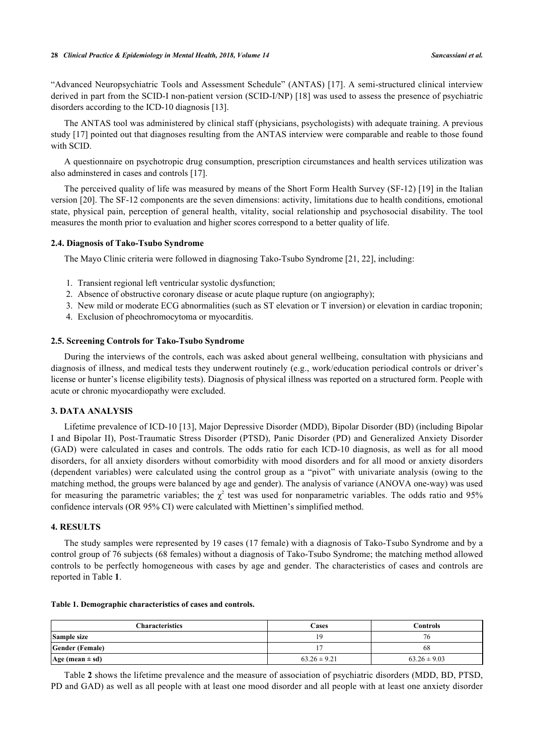"Advanced Neuropsychiatric Tools and Assessment Schedule" (ANTAS) [17]. A semi-structured clinical interview derived in part from the SCID-I non-patient version (SCID-I/NP) [18] was used to assess the presence of psychiatric disorders according to the ICD-10 diagnosis [13].

The ANTAS tool was administered by clinical staff (physicians, psychologists) with adequate training. A previous study [17] pointed out that diagnoses resulting from the ANTAS interview were comparable and reable to those found with SCID.

A questionnaire on psychotropic drug consumption, prescription circumstances and health services utilization was also adminstered in cases and controls [17].

The perceived quality of life was measured by means of the Short Form Health Survey (SF-12) [19] in the Italian version [20]. The SF-12 components are the seven dimensions: activity, limitations due to health conditions, emotional state, physical pain, perception of general health, vitality, social relationship and psychosocial disability. The tool measures the month prior to evaluation and higher scores correspond to a better quality of life.

### 2.4. Diagnosis of Tako-Tsubo Syndrome

The Mayo Clinic criteria were followed in diagnosing Tako-Tsubo Syndrome [21, 22], including:

1. Transient regional left ventricular systolic dysfunction;
2. Absence of obstructive coronary disease or acute plaque rupture (on angiography);
3. New mild or moderate ECG abnormalities (such as ST elevation or T inversion) or elevation in cardiac troponin;
4. Exclusion of pheochromocytoma or myocarditis.

### 2.5. Screening Controls for Tako-Tsubo Syndrome

During the interviews of the controls, each was asked about general wellbeing, consultation with physicians and diagnosis of illness, and medical tests they underwent routinely (e.g., work/education periodical controls or driver's license or hunter's license eligibility tests). Diagnosis of physical illness was reported on a structured form. People with acute or chronic myocardiopathy were excluded.

## 3. DATA ANALYSIS

Lifetime prevalence of ICD-10 [13], Major Depressive Disorder (MDD), Bipolar Disorder (BD) (including Bipolar I and Bipolar II), Post-Traumatic Stress Disorder (PTSD), Panic Disorder (PD) and Generalized Anxiety Disorder (GAD) were calculated in cases and controls. The odds ratio for each ICD-10 diagnosis, as well as for all mood disorders, for all anxiety disorders without comorbidity with mood disorders and for all mood or anxiety disorders (dependent variables) were calculated using the control group as a "pivot" with univariate analysis (owing to the matching method, the groups were balanced by age and gender). The analysis of variance (ANOVA one-way) was used for measuring the parametric variables; the $\chi^2$ test was used for nonparametric variables. The odds ratio and 95% confidence intervals (OR 95% CI) were calculated with Miettinen's simplified method.

## 4. RESULTS

The study samples were represented by 19 cases (17 female) with a diagnosis of Tako-Tsubo Syndrome and by a control group of 76 subjects (68 females) without a diagnosis of Tako-Tsubo Syndrome; the matching method allowed controls to be perfectly homogeneous with cases by age and gender. The characteristics of cases and controls are reported in Table **1**.

**Table 1. Demographic characteristics of cases and controls.**

| Characteristics | Cases | Controls |
|---|---|---|
| **Sample size** | 19 | 76 |
| **Gender (Female)** | 17 | 68 |
| **Age (mean ± sd)** | 63.26 ± 9.21 | 63.26 ± 9.03 |

Table **2** shows the lifetime prevalence and the measure of association of psychiatric disorders (MDD, BD, PTSD, PD and GAD) as well as all people with at least one mood disorder and all people with at least one anxiety disorder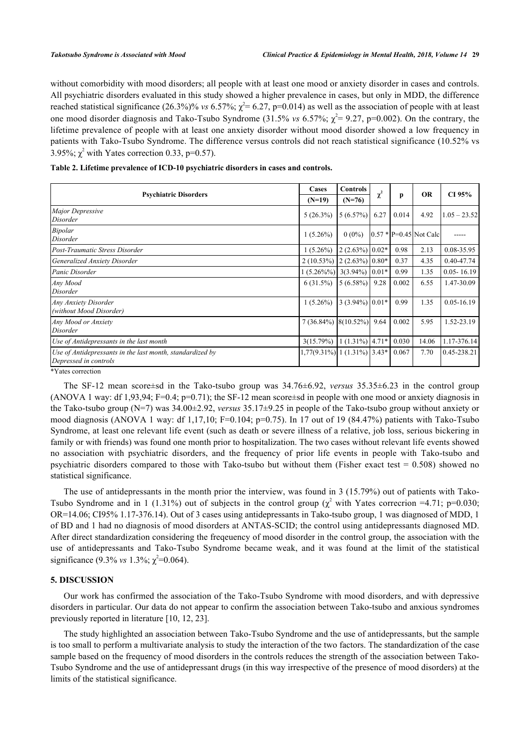without comorbidity with mood disorders; all people with at least one mood or anxiety disorder in cases and controls. All psychiatric disorders evaluated in this study showed a higher prevalence in cases, but only in MDD, the difference reached statistical significance (26.3%)% *vs* 6.57%; $\chi^2$= 6.27, p=0.014) as well as the association of people with at least one mood disorder diagnosis and Tako-Tsubo Syndrome (31.5% *vs* 6.57%; $\chi^2$= 9.27, p=0.002). On the contrary, the lifetime prevalence of people with at least one anxiety disorder without mood disorder showed a low frequency in patients with Tako-Tsubo Syndrome. The difference versus controls did not reach statistical significance (10.52% vs 3.95%; $\chi^2$ with Yates correction 0.33, p=0.57).

**Table 2. Lifetime prevalence of ICD-10 psychiatric disorders in cases and controls.**

| Psychiatric Disorders | Cases (N=19) | Controls (N=76) | $\chi^2$ | p | OR | CI 95% |
|---|---|---|---|---|---|---|
| *Major Depressive Disorder* | 5 (26.3%) | 5 (6.57%) | 6.27 | 0.014 | 4.92 | 1.05 – 23.52 |
| *Bipolar Disorder* | 1 (5.26%) | 0 (0%) | 0.57 * | P=0.45 | Not Calc | ----- |
| *Post-Traumatic Stress Disorder* | 1 (5.26%) | 2 (2.63%) | 0.02* | 0.98 | 2.13 | 0.08-35.95 |
| *Generalized Anxiety Disorder* | 2 (10.53%) | 2 (2.63%) | 0.80* | 0.37 | 4.35 | 0.40-47.74 |
| *Panic Disorder* | 1 (5.26%%) | 3(3.94%) | 0.01* | 0.99 | 1.35 | 0.05- 16.19 |
| *Any Mood Disorder* | 6 (31.5%) | 5 (6.58%) | 9.28 | 0.002 | 6.55 | 1.47-30.09 |
| *Any Anxiety Disorder (without Mood Disorder)* | 1 (5.26%) | 3 (3.94%) | 0.01* | 0.99 | 1.35 | 0.05-16.19 |
| *Any Mood or Anxiety Disorder* | 7 (36.84%) | 8(10.52%) | 9.64 | 0.002 | 5.95 | 1.52-23.19 |
| *Use of Antidepressants in the last month* | 3(15.79%) | 1 (1.31%) | 4.71* | 0.030 | 14.06 | 1.17-376.14 |
| *Use of Antidepressants in the last month, standardized by Depressed in controls* | 1,77(9.31%) | 1 (1.31%) | 3.43* | 0.067 | 7.70 | 0.45-238.21 |

*Yates correction

The SF-12 mean score±sd in the Tako-tsubo group was 34.76±6.92, *versus* 35.35±6.23 in the control group (ANOVA 1 way: df 1,93,94; F=0.4; p=0.71); the SF-12 mean score±sd in people with one mood or anxiety diagnosis in the Tako-tsubo group (N=7) was 34.00±2.92, *versus* 35.17±9.25 in people of the Tako-tsubo group without anxiety or mood diagnosis (ANOVA 1 way: df 1,17,10; F=0.104; p=0.75). In 17 out of 19 (84.47%) patients with Tako-Tsubo Syndrome, at least one relevant life event (such as death or severe illness of a relative, job loss, serious bickering in family or with friends) was found one month prior to hospitalization. The two cases without relevant life events showed no association with psychiatric disorders, and the frequency of prior life events in people with Tako-tsubo and psychiatric disorders compared to those with Tako-tsubo but without them (Fisher exact test = 0.508) showed no statistical significance.

The use of antidepressants in the month prior the interview, was found in 3 (15.79%) out of patients with Tako-Tsubo Syndrome and in 1 (1.31%) out of subjects in the control group ($\chi^2$ with Yates correcrion =4.71; p=0.030; OR=14.06; CI95% 1.17-376.14). Out of 3 cases using antidepressants in Tako-tsubo group, 1 was diagnosed of MDD, 1 of BD and 1 had no diagnosis of mood disorders at ANTAS-SCID; the control using antidepressants diagnosed MD. After direct standardization considering the freqeuency of mood disorder in the control group, the association with the use of antidepressants and Tako-Tsubo Syndrome became weak, and it was found at the limit of the statistical significance (9.3% *vs* 1.3%; $\chi^2$=0.064).

## 5. DISCUSSION

Our work has confirmed the association of the Tako-Tsubo Syndrome with mood disorders, and with depressive disorders in particular. Our data do not appear to confirm the association between Tako-tsubo and anxious syndromes previously reported in literature [10, 12, 23].

The study highlighted an association between Tako-Tsubo Syndrome and the use of antidepressants, but the sample is too small to perform a multivariate analysis to study the interaction of the two factors. The standardization of the case sample based on the frequency of mood disorders in the controls reduces the strength of the association between Tako-Tsubo Syndrome and the use of antidepressant drugs (in this way irrespective of the presence of mood disorders) at the limits of the statistical significance.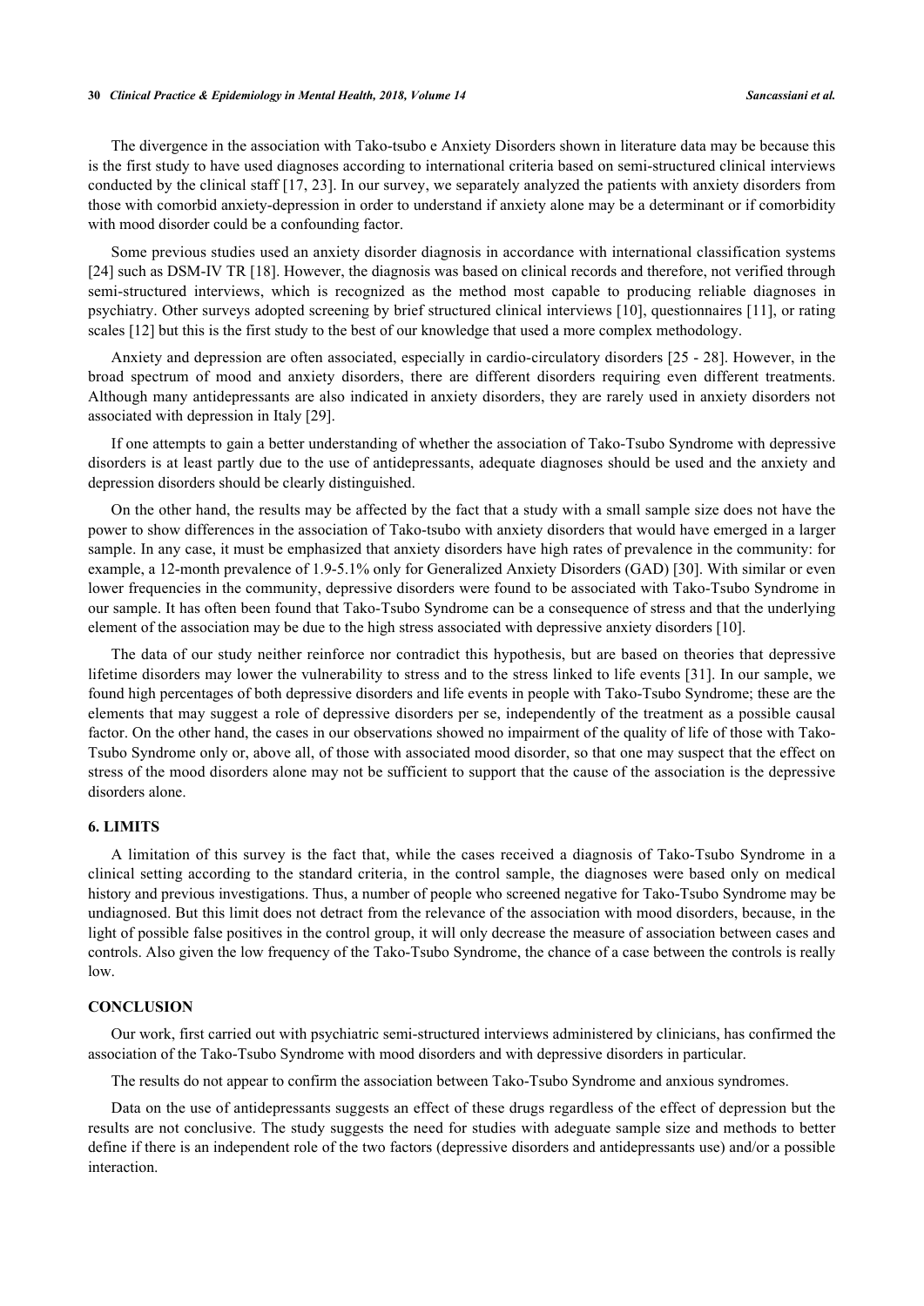The divergence in the association with Tako-tsubo e Anxiety Disorders shown in literature data may be because this is the first study to have used diagnoses according to international criteria based on semi-structured clinical interviews conducted by the clinical staff [17, 23]. In our survey, we separately analyzed the patients with anxiety disorders from those with comorbid anxiety-depression in order to understand if anxiety alone may be a determinant or if comorbidity with mood disorder could be a confounding factor.

Some previous studies used an anxiety disorder diagnosis in accordance with international classification systems [24] such as DSM-IV TR [18]. However, the diagnosis was based on clinical records and therefore, not verified through semi-structured interviews, which is recognized as the method most capable to producing reliable diagnoses in psychiatry. Other surveys adopted screening by brief structured clinical interviews [10], questionnaires [11], or rating scales [12] but this is the first study to the best of our knowledge that used a more complex methodology.

Anxiety and depression are often associated, especially in cardio-circulatory disorders [25 - 28]. However, in the broad spectrum of mood and anxiety disorders, there are different disorders requiring even different treatments. Although many antidepressants are also indicated in anxiety disorders, they are rarely used in anxiety disorders not associated with depression in Italy [29].

If one attempts to gain a better understanding of whether the association of Tako-Tsubo Syndrome with depressive disorders is at least partly due to the use of antidepressants, adequate diagnoses should be used and the anxiety and depression disorders should be clearly distinguished.

On the other hand, the results may be affected by the fact that a study with a small sample size does not have the power to show differences in the association of Tako-tsubo with anxiety disorders that would have emerged in a larger sample. In any case, it must be emphasized that anxiety disorders have high rates of prevalence in the community: for example, a 12-month prevalence of 1.9-5.1% only for Generalized Anxiety Disorders (GAD) [30]. With similar or even lower frequencies in the community, depressive disorders were found to be associated with Tako-Tsubo Syndrome in our sample. It has often been found that Tako-Tsubo Syndrome can be a consequence of stress and that the underlying element of the association may be due to the high stress associated with depressive anxiety disorders [10].

The data of our study neither reinforce nor contradict this hypothesis, but are based on theories that depressive lifetime disorders may lower the vulnerability to stress and to the stress linked to life events [31]. In our sample, we found high percentages of both depressive disorders and life events in people with Tako-Tsubo Syndrome; these are the elements that may suggest a role of depressive disorders per se, independently of the treatment as a possible causal factor. On the other hand, the cases in our observations showed no impairment of the quality of life of those with Tako-Tsubo Syndrome only or, above all, of those with associated mood disorder, so that one may suspect that the effect on stress of the mood disorders alone may not be sufficient to support that the cause of the association is the depressive disorders alone.

## 6. LIMITS

A limitation of this survey is the fact that, while the cases received a diagnosis of Tako-Tsubo Syndrome in a clinical setting according to the standard criteria, in the control sample, the diagnoses were based only on medical history and previous investigations. Thus, a number of people who screened negative for Tako-Tsubo Syndrome may be undiagnosed. But this limit does not detract from the relevance of the association with mood disorders, because, in the light of possible false positives in the control group, it will only decrease the measure of association between cases and controls. Also given the low frequency of the Tako-Tsubo Syndrome, the chance of a case between the controls is really low.

## CONCLUSION

Our work, first carried out with psychiatric semi-structured interviews administered by clinicians, has confirmed the association of the Tako-Tsubo Syndrome with mood disorders and with depressive disorders in particular.

The results do not appear to confirm the association between Tako-Tsubo Syndrome and anxious syndromes.

Data on the use of antidepressants suggests an effect of these drugs regardless of the effect of depression but the results are not conclusive. The study suggests the need for studies with adeguate sample size and methods to better define if there is an independent role of the two factors (depressive disorders and antidepressants use) and/or a possible interaction.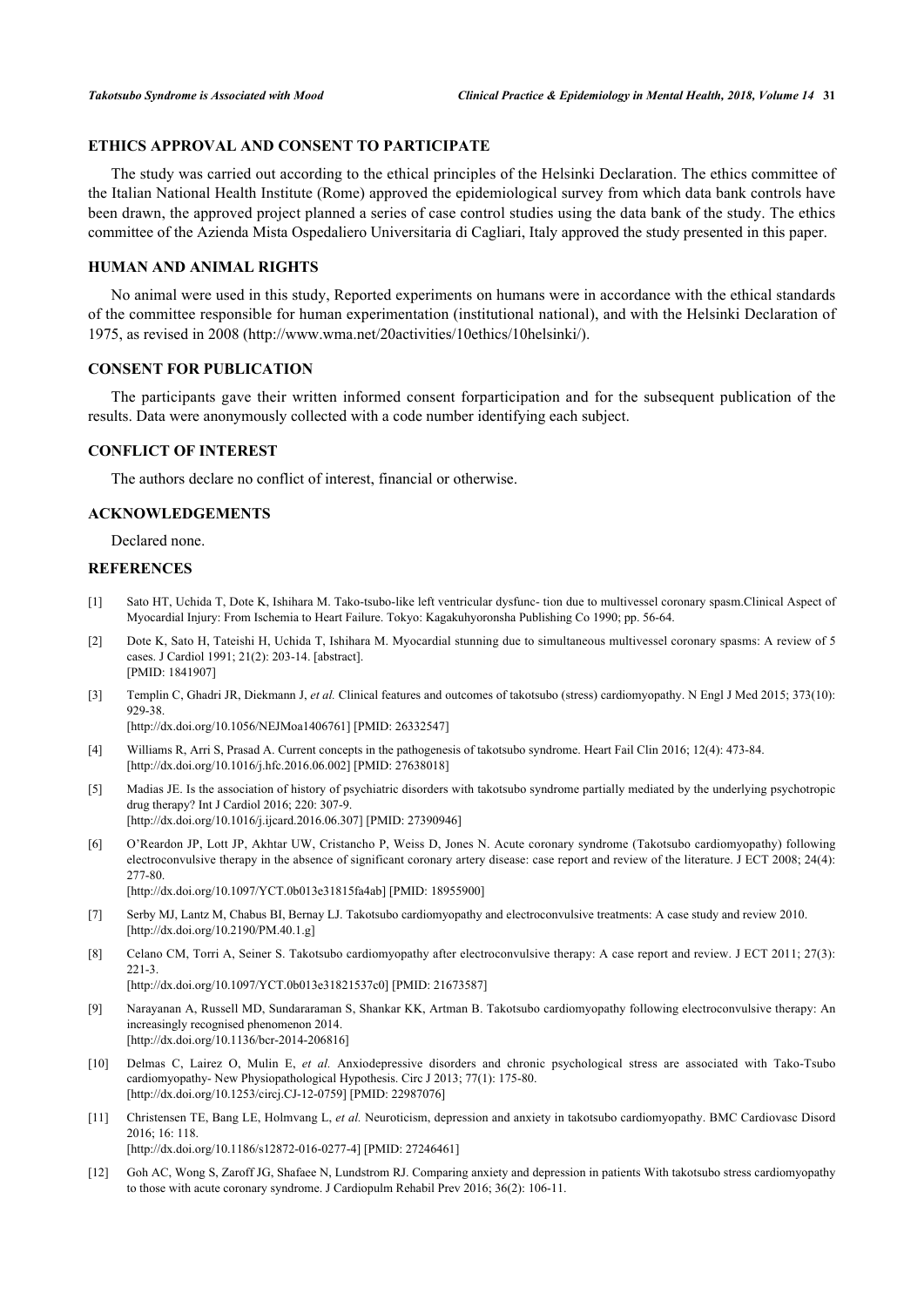## ETHICS APPROVAL AND CONSENT TO PARTICIPATE

The study was carried out according to the ethical principles of the Helsinki Declaration. The ethics committee of the Italian National Health Institute (Rome) approved the epidemiological survey from which data bank controls have been drawn, the approved project planned a series of case control studies using the data bank of the study. The ethics committee of the Azienda Mista Ospedaliero Universitaria di Cagliari, Italy approved the study presented in this paper.

## HUMAN AND ANIMAL RIGHTS

No animal were used in this study, Reported experiments on humans were in accordance with the ethical standards of the committee responsible for human experimentation (institutional national), and with the Helsinki Declaration of 1975, as revised in 2008 (http://www.wma.net/20activities/10ethics/10helsinki/).

## CONSENT FOR PUBLICATION

The participants gave their written informed consent forparticipation and for the subsequent publication of the results. Data were anonymously collected with a code number identifying each subject.

## CONFLICT OF INTEREST

The authors declare no conflict of interest, financial or otherwise.

## ACKNOWLEDGEMENTS

Declared none.

## REFERENCES

[1] Sato HT, Uchida T, Dote K, Ishihara M. Tako-tsubo-like left ventricular dysfunc- tion due to multivessel coronary spasm.Clinical Aspect of Myocardial Injury: From Ischemia to Heart Failure. Tokyo: Kagakuhyoronsha Publishing Co 1990; pp. 56-64.

[2] Dote K, Sato H, Tateishi H, Uchida T, Ishihara M. Myocardial stunning due to simultaneous multivessel coronary spasms: A review of 5 cases. J Cardiol 1991; 21(2): 203-14. [abstract]. [PMID: 1841907]

[3] Templin C, Ghadri JR, Diekmann J, *et al.* Clinical features and outcomes of takotsubo (stress) cardiomyopathy. N Engl J Med 2015; 373(10): 929-38. [http://dx.doi.org/10.1056/NEJMoa1406761] [PMID: 26332547]

[4] Williams R, Arri S, Prasad A. Current concepts in the pathogenesis of takotsubo syndrome. Heart Fail Clin 2016; 12(4): 473-84. [http://dx.doi.org/10.1016/j.hfc.2016.06.002] [PMID: 27638018]

[5] Madias JE. Is the association of history of psychiatric disorders with takotsubo syndrome partially mediated by the underlying psychotropic drug therapy? Int J Cardiol 2016; 220: 307-9. [http://dx.doi.org/10.1016/j.ijcard.2016.06.307] [PMID: 27390946]

[6] O'Reardon JP, Lott JP, Akhtar UW, Cristancho P, Weiss D, Jones N. Acute coronary syndrome (Takotsubo cardiomyopathy) following electroconvulsive therapy in the absence of significant coronary artery disease: case report and review of the literature. J ECT 2008; 24(4): 277-80. [http://dx.doi.org/10.1097/YCT.0b013e31815fa4ab] [PMID: 18955900]

[7] Serby MJ, Lantz M, Chabus BI, Bernay LJ. Takotsubo cardiomyopathy and electroconvulsive treatments: A case study and review 2010. [http://dx.doi.org/10.2190/PM.40.1.g]

[8] Celano CM, Torri A, Seiner S. Takotsubo cardiomyopathy after electroconvulsive therapy: A case report and review. J ECT 2011; 27(3): 221-3. [http://dx.doi.org/10.1097/YCT.0b013e31821537c0] [PMID: 21673587]

[9] Narayanan A, Russell MD, Sundararaman S, Shankar KK, Artman B. Takotsubo cardiomyopathy following electroconvulsive therapy: An increasingly recognised phenomenon 2014. [http://dx.doi.org/10.1136/bcr-2014-206816]

[10] Delmas C, Lairez O, Mulin E, *et al.* Anxiodepressive disorders and chronic psychological stress are associated with Tako-Tsubo cardiomyopathy- New Physiopathological Hypothesis. Circ J 2013; 77(1): 175-80. [http://dx.doi.org/10.1253/circj.CJ-12-0759] [PMID: 22987076]

[11] Christensen TE, Bang LE, Holmvang L, *et al.* Neuroticism, depression and anxiety in takotsubo cardiomyopathy. BMC Cardiovasc Disord 2016; 16: 118. [http://dx.doi.org/10.1186/s12872-016-0277-4] [PMID: 27246461]

[12] Goh AC, Wong S, Zaroff JG, Shafaee N, Lundstrom RJ. Comparing anxiety and depression in patients With takotsubo stress cardiomyopathy to those with acute coronary syndrome. J Cardiopulm Rehabil Prev 2016; 36(2): 106-11.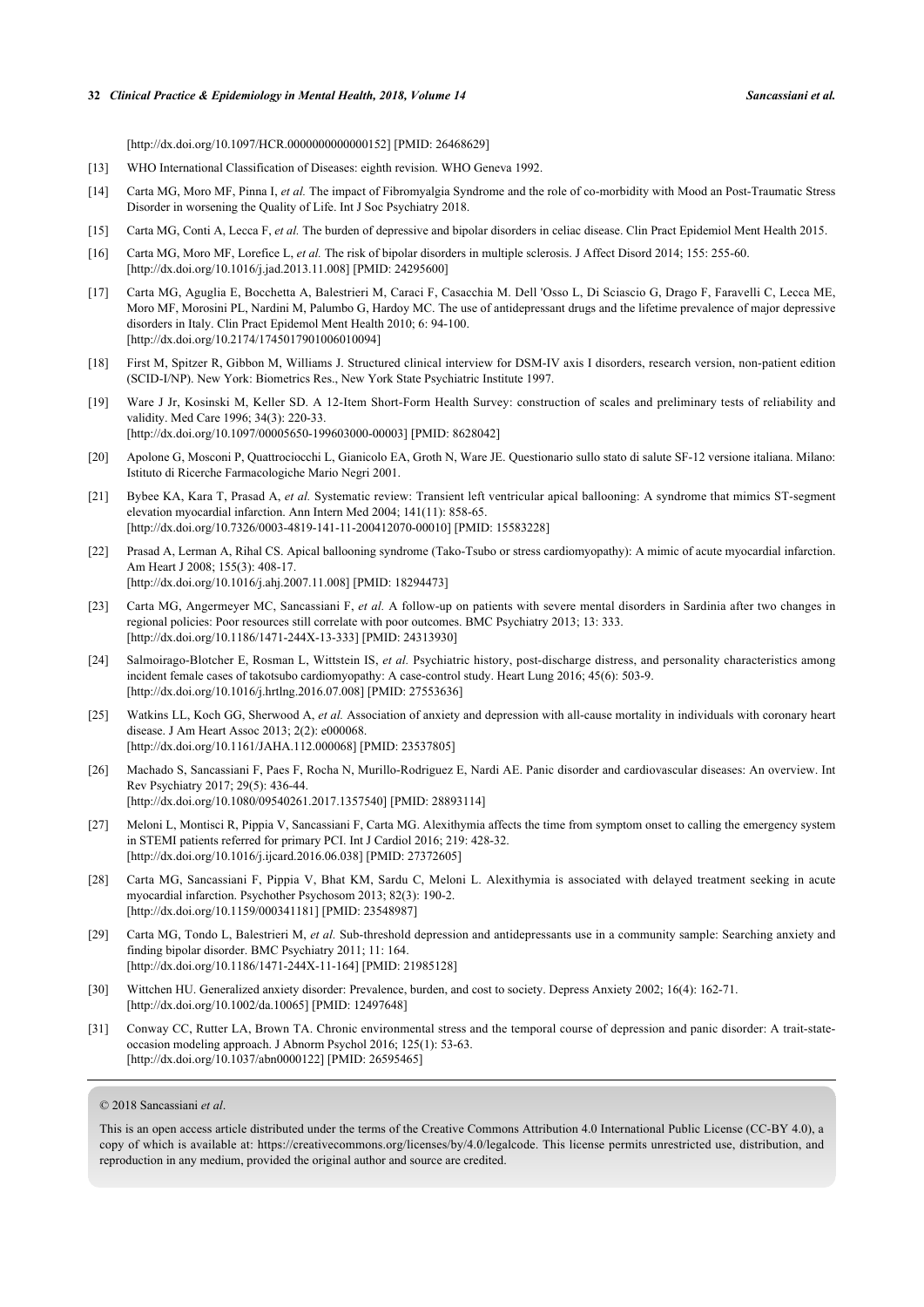[http://dx.doi.org/10.1097/HCR.0000000000000152] [PMID: 26468629]

[13] WHO International Classification of Diseases: eighth revision. WHO Geneva 1992.

[14] Carta MG, Moro MF, Pinna I, *et al.* The impact of Fibromyalgia Syndrome and the role of co-morbidity with Mood an Post-Traumatic Stress Disorder in worsening the Quality of Life. Int J Soc Psychiatry 2018.

[15] Carta MG, Conti A, Lecca F, *et al.* The burden of depressive and bipolar disorders in celiac disease. Clin Pract Epidemiol Ment Health 2015.

[16] Carta MG, Moro MF, Lorefice L, *et al.* The risk of bipolar disorders in multiple sclerosis. J Affect Disord 2014; 155: 255-60. [http://dx.doi.org/10.1016/j.jad.2013.11.008] [PMID: 24295600]

[17] Carta MG, Aguglia E, Bocchetta A, Balestrieri M, Caraci F, Casacchia M. Dell 'Osso L, Di Sciascio G, Drago F, Faravelli C, Lecca ME, Moro MF, Morosini PL, Nardini M, Palumbo G, Hardoy MC. The use of antidepressant drugs and the lifetime prevalence of major depressive disorders in Italy. Clin Pract Epidemol Ment Health 2010; 6: 94-100. [http://dx.doi.org/10.2174/1745017901006010094]

[18] First M, Spitzer R, Gibbon M, Williams J. Structured clinical interview for DSM-IV axis I disorders, research version, non-patient edition (SCID-I/NP). New York: Biometrics Res., New York State Psychiatric Institute 1997.

[19] Ware J Jr, Kosinski M, Keller SD. A 12-Item Short-Form Health Survey: construction of scales and preliminary tests of reliability and validity. Med Care 1996; 34(3): 220-33. [http://dx.doi.org/10.1097/00005650-199603000-00003] [PMID: 8628042]

[20] Apolone G, Mosconi P, Quattrociocchi L, Gianicolo EA, Groth N, Ware JE. Questionario sullo stato di salute SF-12 versione italiana. Milano: Istituto di Ricerche Farmacologiche Mario Negri 2001.

[21] Bybee KA, Kara T, Prasad A, *et al.* Systematic review: Transient left ventricular apical ballooning: A syndrome that mimics ST-segment elevation myocardial infarction. Ann Intern Med 2004; 141(11): 858-65. [http://dx.doi.org/10.7326/0003-4819-141-11-200412070-00010] [PMID: 15583228]

[22] Prasad A, Lerman A, Rihal CS. Apical ballooning syndrome (Tako-Tsubo or stress cardiomyopathy): A mimic of acute myocardial infarction. Am Heart J 2008; 155(3): 408-17. [http://dx.doi.org/10.1016/j.ahj.2007.11.008] [PMID: 18294473]

[23] Carta MG, Angermeyer MC, Sancassiani F, *et al.* A follow-up on patients with severe mental disorders in Sardinia after two changes in regional policies: Poor resources still correlate with poor outcomes. BMC Psychiatry 2013; 13: 333. [http://dx.doi.org/10.1186/1471-244X-13-333] [PMID: 24313930]

[24] Salmoirago-Blotcher E, Rosman L, Wittstein IS, *et al.* Psychiatric history, post-discharge distress, and personality characteristics among incident female cases of takotsubo cardiomyopathy: A case-control study. Heart Lung 2016; 45(6): 503-9. [http://dx.doi.org/10.1016/j.hrtlng.2016.07.008] [PMID: 27553636]

[25] Watkins LL, Koch GG, Sherwood A, *et al.* Association of anxiety and depression with all-cause mortality in individuals with coronary heart disease. J Am Heart Assoc 2013; 2(2): e000068. [http://dx.doi.org/10.1161/JAHA.112.000068] [PMID: 23537805]

[26] Machado S, Sancassiani F, Paes F, Rocha N, Murillo-Rodriguez E, Nardi AE. Panic disorder and cardiovascular diseases: An overview. Int Rev Psychiatry 2017; 29(5): 436-44. [http://dx.doi.org/10.1080/09540261.2017.1357540] [PMID: 28893114]

[27] Meloni L, Montisci R, Pippia V, Sancassiani F, Carta MG. Alexithymia affects the time from symptom onset to calling the emergency system in STEMI patients referred for primary PCI. Int J Cardiol 2016; 219: 428-32. [http://dx.doi.org/10.1016/j.ijcard.2016.06.038] [PMID: 27372605]

[28] Carta MG, Sancassiani F, Pippia V, Bhat KM, Sardu C, Meloni L. Alexithymia is associated with delayed treatment seeking in acute myocardial infarction. Psychother Psychosom 2013; 82(3): 190-2. [http://dx.doi.org/10.1159/000341181] [PMID: 23548987]

[29] Carta MG, Tondo L, Balestrieri M, *et al.* Sub-threshold depression and antidepressants use in a community sample: Searching anxiety and finding bipolar disorder. BMC Psychiatry 2011; 11: 164. [http://dx.doi.org/10.1186/1471-244X-11-164] [PMID: 21985128]

[30] Wittchen HU. Generalized anxiety disorder: Prevalence, burden, and cost to society. Depress Anxiety 2002; 16(4): 162-71. [http://dx.doi.org/10.1002/da.10065] [PMID: 12497648]

[31] Conway CC, Rutter LA, Brown TA. Chronic environmental stress and the temporal course of depression and panic disorder: A trait-state-occasion modeling approach. J Abnorm Psychol 2016; 125(1): 53-63. [http://dx.doi.org/10.1037/abn0000122] [PMID: 26595465]

© 2018 Sancassiani *et al*.

This is an open access article distributed under the terms of the Creative Commons Attribution 4.0 International Public License (CC-BY 4.0), a copy of which is available at: https://creativecommons.org/licenses/by/4.0/legalcode. This license permits unrestricted use, distribution, and reproduction in any medium, provided the original author and source are credited.